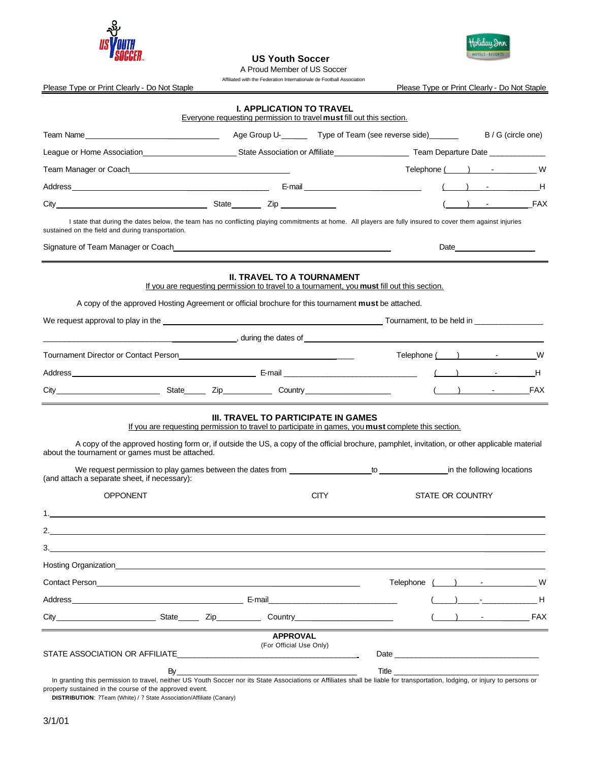# US Youth Soccer

A Proud Member of US Soccer

Affiliated with the Federation Internationale de Football Association

Please Type or Print Clearly - Do Not Staple | Please Type or Print Clearly - Do Not Staple

## I. APPLICATION TO TRAVEL

Everyone requesting permission to travel **must** fill out this section.

Team Name________________________ Age Group U-______ Type of Team (see reverse side)______ B / G (circle one)

League or Home Association____________________ State Association or Affiliate_________________ Team Departure Date ____________

Team Manager or Coach________________________________ Telephone (____) ___-________ W

Address________________________________ E-mail ________________________ (____) ___-________ H

City______________________________ State_______ Zip ____________ (____) ___-________ FAX

I state that during the dates below, the team has no conflicting playing commitments at home. All players are fully insured to cover them against injuries sustained on the field and during transportation.

Signature of Team Manager or Coach________________________________________ Date__________________

## II. TRAVEL TO A TOURNAMENT

If you are requesting permission to travel to a tournament, you **must** fill out this section.

A copy of the approved Hosting Agreement or official brochure for this tournament **must** be attached.

We request approval to play in the ________________________________________ Tournament, to be held in _______________

________________________________, during the dates of ________________________________________

Tournament Director or Contact Person________________________________ Telephone (____) ___-________ W

Address________________________________ E-mail ________________________ (____) ___-________ H

City______________________ State_____ Zip__________ Country__________________ (____) ___-________ FAX

## III. TRAVEL TO PARTICIPATE IN GAMES

If you are requesting permission to travel to participate in games, you **must** complete this section.

A copy of the approved hosting form or, if outside the US, a copy of the official brochure, pamphlet, invitation, or other applicable material about the tournament or games must be attached.

We request permission to play games between the dates from __________________ to ________________ in the following locations (and attach a separate sheet, if necessary):

| | OPPONENT | CITY | STATE OR COUNTRY |
|---|---|---|---|
| 1. | | | |
| 2. | | | |
| 3. | | | |

Hosting Organization________________________________________________________________

Contact Person________________________________ Telephone (____) ___-________ W

Address________________________________ E-mail ________________________ (____) ___-________ H

City______________________ State_____ Zip__________ Country__________________ (____) ___-________ FAX

## APPROVAL

(For Official Use Only)

STATE ASSOCIATION OR AFFILIATE________________________________________ Date ______________________________

By________________________________________ Title ______________________________

In granting this permission to travel, neither US Youth Soccer nor its State Associations or Affiliates shall be liable for transportation, lodging, or injury to persons or property sustained in the course of the approved event.

**DISTRIBUTION**: ?Team (White) / ? State Association/Affiliate (Canary)

3/1/01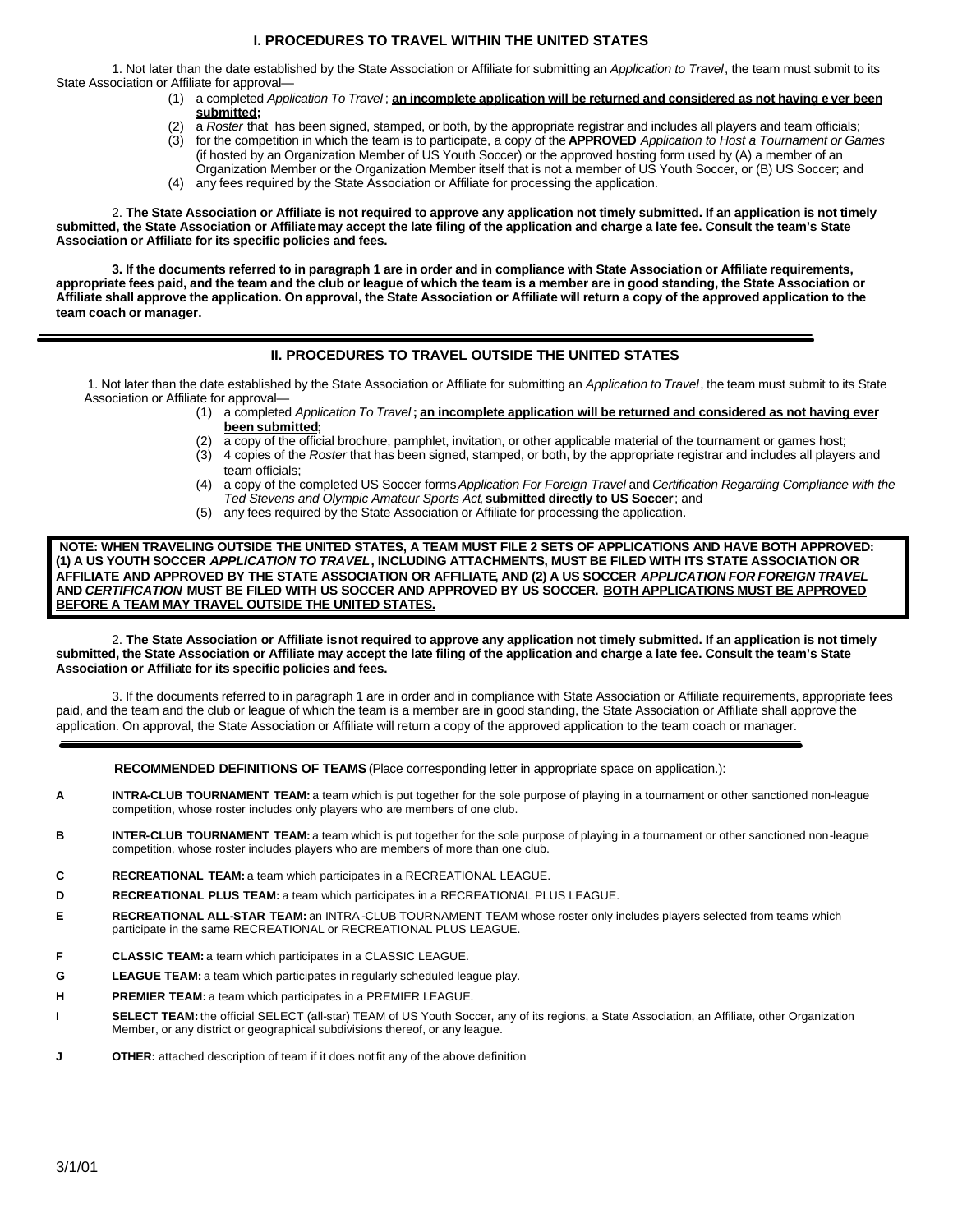## I. PROCEDURES TO TRAVEL WITHIN THE UNITED STATES

1. Not later than the date established by the State Association or Affiliate for submitting an *Application to Travel*, the team must submit to its State Association or Affiliate for approval—

(1) a completed *Application To Travel*; **an incomplete application will be returned and considered as not having ever been submitted;**
(2) a *Roster* that has been signed, stamped, or both, by the appropriate registrar and includes all players and team officials;
(3) for the competition in which the team is to participate, a copy of the **APPROVED** *Application to Host a Tournament or Games* (if hosted by an Organization Member of US Youth Soccer) or the approved hosting form used by (A) a member of an Organization Member or the Organization Member itself that is not a member of US Youth Soccer, or (B) US Soccer; and
(4) any fees required by the State Association or Affiliate for processing the application.

2. **The State Association or Affiliate is not required to approve any application not timely submitted. If an application is not timely submitted, the State Association or Affiliate may accept the late filing of the application and charge a late fee. Consult the team's State Association or Affiliate for its specific policies and fees.**

3. **If the documents referred to in paragraph 1 are in order and in compliance with State Association or Affiliate requirements, appropriate fees paid, and the team and the club or league of which the team is a member are in good standing, the State Association or Affiliate shall approve the application. On approval, the State Association or Affiliate will return a copy of the approved application to the team coach or manager.**

## II. PROCEDURES TO TRAVEL OUTSIDE THE UNITED STATES

1. Not later than the date established by the State Association or Affiliate for submitting an *Application to Travel*, the team must submit to its State Association or Affiliate for approval—

(1) a completed *Application To Travel*; **an incomplete application will be returned and considered as not having ever been submitted;**
(2) a copy of the official brochure, pamphlet, invitation, or other applicable material of the tournament or games host;
(3) 4 copies of the *Roster* that has been signed, stamped, or both, by the appropriate registrar and includes all players and team officials;
(4) a copy of the completed US Soccer forms *Application For Foreign Travel* and *Certification Regarding Compliance with the Ted Stevens and Olympic Amateur Sports Act*, **submitted directly to US Soccer**; and
(5) any fees required by the State Association or Affiliate for processing the application.

**NOTE: WHEN TRAVELING OUTSIDE THE UNITED STATES, A TEAM MUST FILE 2 SETS OF APPLICATIONS AND HAVE BOTH APPROVED: (1) A US YOUTH SOCCER *APPLICATION TO TRAVEL*, INCLUDING ATTACHMENTS, MUST BE FILED WITH ITS STATE ASSOCIATION OR AFFILIATE AND APPROVED BY THE STATE ASSOCIATION OR AFFILIATE, AND (2) A US SOCCER *APPLICATION FOR FOREIGN TRAVEL* AND *CERTIFICATION* MUST BE FILED WITH US SOCCER AND APPROVED BY US SOCCER. <u>BOTH APPLICATIONS MUST BE APPROVED BEFORE A TEAM MAY TRAVEL OUTSIDE THE UNITED STATES.</u>**

2. **The State Association or Affiliate is not required to approve any application not timely submitted. If an application is not timely submitted, the State Association or Affiliate may accept the late filing of the application and charge a late fee. Consult the team's State Association or Affiliate for its specific policies and fees.**

3. If the documents referred to in paragraph 1 are in order and in compliance with State Association or Affiliate requirements, appropriate fees paid, and the team and the club or league of which the team is a member are in good standing, the State Association or Affiliate shall approve the application. On approval, the State Association or Affiliate will return a copy of the approved application to the team coach or manager.

**RECOMMENDED DEFINITIONS OF TEAMS** (Place corresponding letter in appropriate space on application.):

**A** **INTRA-CLUB TOURNAMENT TEAM:** a team which is put together for the sole purpose of playing in a tournament or other sanctioned non-league competition, whose roster includes only players who are members of one club.

**B** **INTER-CLUB TOURNAMENT TEAM:** a team which is put together for the sole purpose of playing in a tournament or other sanctioned non-league competition, whose roster includes players who are members of more than one club.

**C** **RECREATIONAL TEAM:** a team which participates in a RECREATIONAL LEAGUE.

**D** **RECREATIONAL PLUS TEAM:** a team which participates in a RECREATIONAL PLUS LEAGUE.

**E** **RECREATIONAL ALL-STAR TEAM:** an INTRA-CLUB TOURNAMENT TEAM whose roster only includes players selected from teams which participate in the same RECREATIONAL or RECREATIONAL PLUS LEAGUE.

**F** **CLASSIC TEAM:** a team which participates in a CLASSIC LEAGUE.

**G** **LEAGUE TEAM:** a team which participates in regularly scheduled league play.

**H** **PREMIER TEAM:** a team which participates in a PREMIER LEAGUE.

**I** **SELECT TEAM:** the official SELECT (all-star) TEAM of US Youth Soccer, any of its regions, a State Association, an Affiliate, other Organization Member, or any district or geographical subdivisions thereof, or any league.

**J** **OTHER:** attached description of team if it does not fit any of the above definition

3/1/01